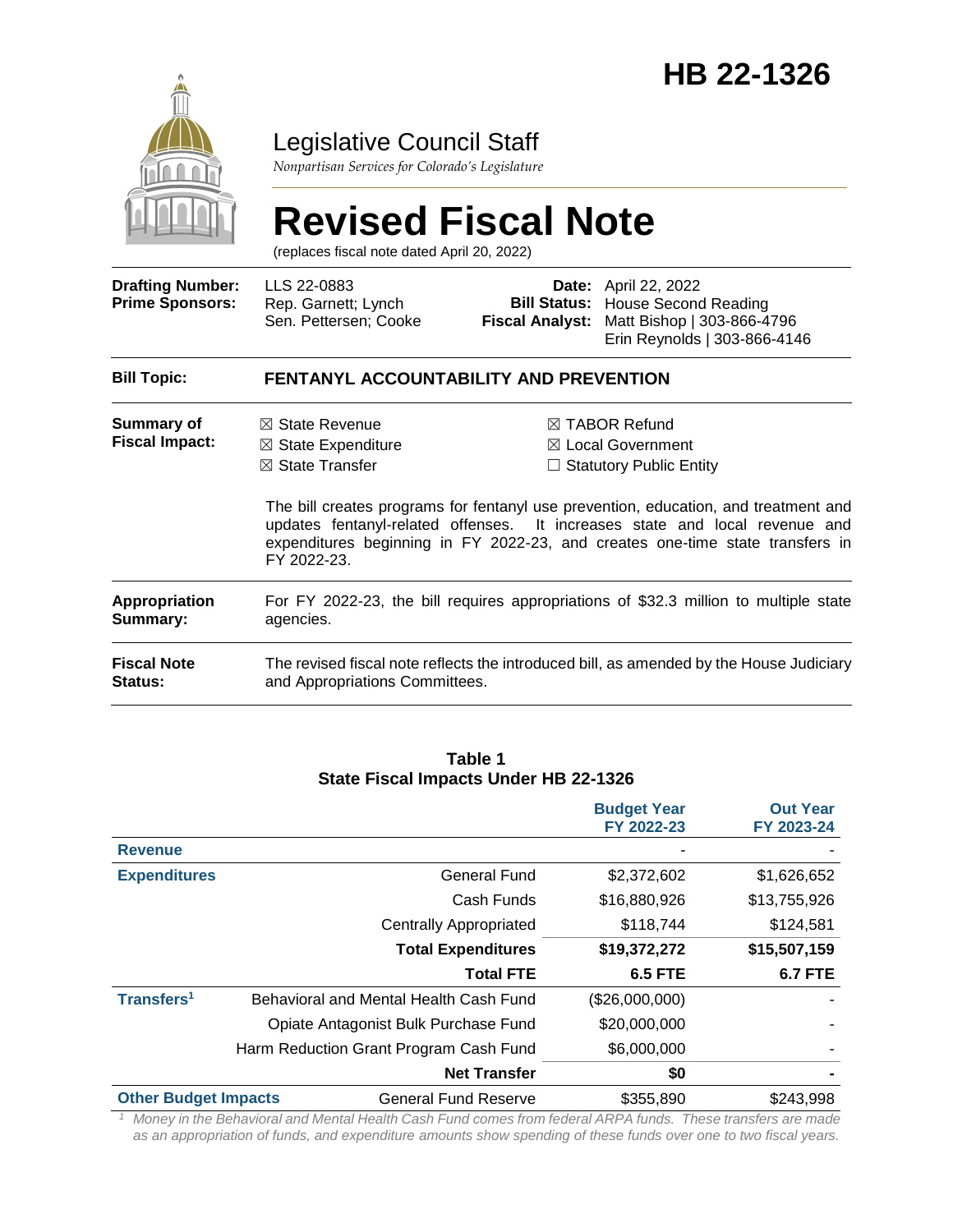# HB 22-1326

## Legislative Council Staff

*Nonpartisan Services for Colorado's Legislature*

# Revised Fiscal Note

(replaces fiscal note dated April 20, 2022)

| | | | |
|---|---|---|---|
| **Drafting Number:** | LLS 22-0883 | **Date:** | April 22, 2022 |
| **Prime Sponsors:** | Rep. Garnett; Lynch<br>Sen. Pettersen; Cooke | **Bill Status:** | House Second Reading |
| | | **Fiscal Analyst:** | Matt Bishop \| 303-866-4796<br>Erin Reynolds \| 303-866-4146 |

**Bill Topic:** **FENTANYL ACCOUNTABILITY AND PREVENTION**

**Summary of Fiscal Impact:**

☒ State Revenue
☒ State Expenditure
☒ State Transfer
☒ TABOR Refund
☒ Local Government
☐ Statutory Public Entity

The bill creates programs for fentanyl use prevention, education, and treatment and updates fentanyl-related offenses. It increases state and local revenue and expenditures beginning in FY 2022-23, and creates one-time state transfers in FY 2022-23.

**Appropriation Summary:** For FY 2022-23, the bill requires appropriations of $32.3 million to multiple state agencies.

**Fiscal Note Status:** The revised fiscal note reflects the introduced bill, as amended by the House Judiciary and Appropriations Committees.

**Table 1**
**State Fiscal Impacts Under HB 22-1326**

| | | Budget Year FY 2022-23 | Out Year FY 2023-24 |
|---|---|---|---|
| **Revenue** | | - | - |
| **Expenditures** | General Fund | $2,372,602 | $1,626,652 |
| | Cash Funds | $16,880,926 | $13,755,926 |
| | Centrally Appropriated | $118,744 | $124,581 |
| | **Total Expenditures** | **$19,372,272** | **$15,507,159** |
| | **Total FTE** | **6.5 FTE** | **6.7 FTE** |
| **Transfers**[1] | Behavioral and Mental Health Cash Fund | ($26,000,000) | - |
| | Opiate Antagonist Bulk Purchase Fund | $20,000,000 | - |
| | Harm Reduction Grant Program Cash Fund | $6,000,000 | - |
| | **Net Transfer** | **$0** | **-** |
| **Other Budget Impacts** | General Fund Reserve | $355,890 | $243,998 |

[1] *Money in the Behavioral and Mental Health Cash Fund comes from federal ARPA funds. These transfers are made as an appropriation of funds, and expenditure amounts show spending of these funds over one to two fiscal years.*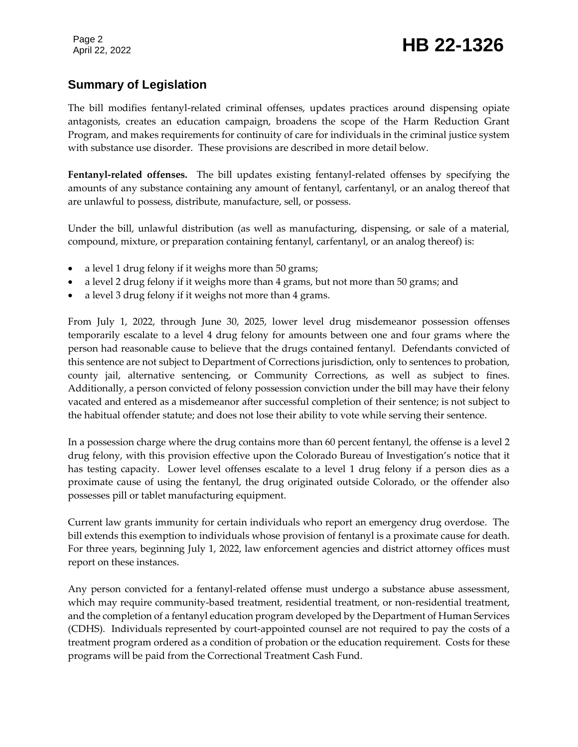## Summary of Legislation

The bill modifies fentanyl-related criminal offenses, updates practices around dispensing opiate antagonists, creates an education campaign, broadens the scope of the Harm Reduction Grant Program, and makes requirements for continuity of care for individuals in the criminal justice system with substance use disorder. These provisions are described in more detail below.

**Fentanyl-related offenses.** The bill updates existing fentanyl-related offenses by specifying the amounts of any substance containing any amount of fentanyl, carfentanyl, or an analog thereof that are unlawful to possess, distribute, manufacture, sell, or possess.

Under the bill, unlawful distribution (as well as manufacturing, dispensing, or sale of a material, compound, mixture, or preparation containing fentanyl, carfentanyl, or an analog thereof) is:

- a level 1 drug felony if it weighs more than 50 grams;
- a level 2 drug felony if it weighs more than 4 grams, but not more than 50 grams; and
- a level 3 drug felony if it weighs not more than 4 grams.

From July 1, 2022, through June 30, 2025, lower level drug misdemeanor possession offenses temporarily escalate to a level 4 drug felony for amounts between one and four grams where the person had reasonable cause to believe that the drugs contained fentanyl. Defendants convicted of this sentence are not subject to Department of Corrections jurisdiction, only to sentences to probation, county jail, alternative sentencing, or Community Corrections, as well as subject to fines. Additionally, a person convicted of felony possession conviction under the bill may have their felony vacated and entered as a misdemeanor after successful completion of their sentence; is not subject to the habitual offender statute; and does not lose their ability to vote while serving their sentence.

In a possession charge where the drug contains more than 60 percent fentanyl, the offense is a level 2 drug felony, with this provision effective upon the Colorado Bureau of Investigation's notice that it has testing capacity. Lower level offenses escalate to a level 1 drug felony if a person dies as a proximate cause of using the fentanyl, the drug originated outside Colorado, or the offender also possesses pill or tablet manufacturing equipment.

Current law grants immunity for certain individuals who report an emergency drug overdose. The bill extends this exemption to individuals whose provision of fentanyl is a proximate cause for death. For three years, beginning July 1, 2022, law enforcement agencies and district attorney offices must report on these instances.

Any person convicted for a fentanyl-related offense must undergo a substance abuse assessment, which may require community-based treatment, residential treatment, or non-residential treatment, and the completion of a fentanyl education program developed by the Department of Human Services (CDHS). Individuals represented by court-appointed counsel are not required to pay the costs of a treatment program ordered as a condition of probation or the education requirement. Costs for these programs will be paid from the Correctional Treatment Cash Fund.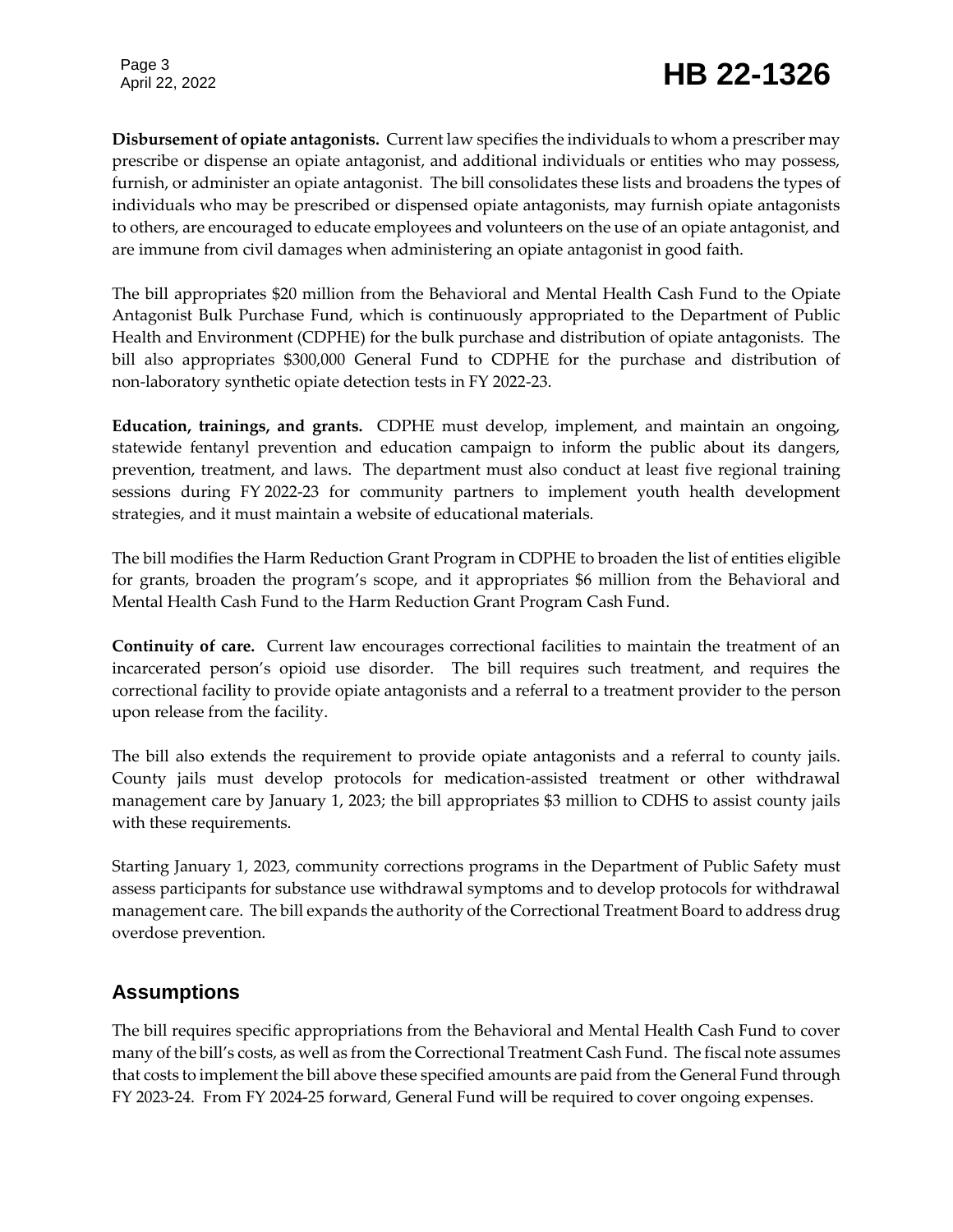**Disbursement of opiate antagonists.** Current law specifies the individuals to whom a prescriber may prescribe or dispense an opiate antagonist, and additional individuals or entities who may possess, furnish, or administer an opiate antagonist. The bill consolidates these lists and broadens the types of individuals who may be prescribed or dispensed opiate antagonists, may furnish opiate antagonists to others, are encouraged to educate employees and volunteers on the use of an opiate antagonist, and are immune from civil damages when administering an opiate antagonist in good faith.

The bill appropriates $20 million from the Behavioral and Mental Health Cash Fund to the Opiate Antagonist Bulk Purchase Fund, which is continuously appropriated to the Department of Public Health and Environment (CDPHE) for the bulk purchase and distribution of opiate antagonists. The bill also appropriates $300,000 General Fund to CDPHE for the purchase and distribution of non-laboratory synthetic opiate detection tests in FY 2022-23.

**Education, trainings, and grants.** CDPHE must develop, implement, and maintain an ongoing, statewide fentanyl prevention and education campaign to inform the public about its dangers, prevention, treatment, and laws. The department must also conduct at least five regional training sessions during FY 2022-23 for community partners to implement youth health development strategies, and it must maintain a website of educational materials.

The bill modifies the Harm Reduction Grant Program in CDPHE to broaden the list of entities eligible for grants, broaden the program's scope, and it appropriates $6 million from the Behavioral and Mental Health Cash Fund to the Harm Reduction Grant Program Cash Fund.

**Continuity of care.** Current law encourages correctional facilities to maintain the treatment of an incarcerated person's opioid use disorder. The bill requires such treatment, and requires the correctional facility to provide opiate antagonists and a referral to a treatment provider to the person upon release from the facility.

The bill also extends the requirement to provide opiate antagonists and a referral to county jails. County jails must develop protocols for medication-assisted treatment or other withdrawal management care by January 1, 2023; the bill appropriates $3 million to CDHS to assist county jails with these requirements.

Starting January 1, 2023, community corrections programs in the Department of Public Safety must assess participants for substance use withdrawal symptoms and to develop protocols for withdrawal management care. The bill expands the authority of the Correctional Treatment Board to address drug overdose prevention.

## Assumptions

The bill requires specific appropriations from the Behavioral and Mental Health Cash Fund to cover many of the bill's costs, as well as from the Correctional Treatment Cash Fund. The fiscal note assumes that costs to implement the bill above these specified amounts are paid from the General Fund through FY 2023-24. From FY 2024-25 forward, General Fund will be required to cover ongoing expenses.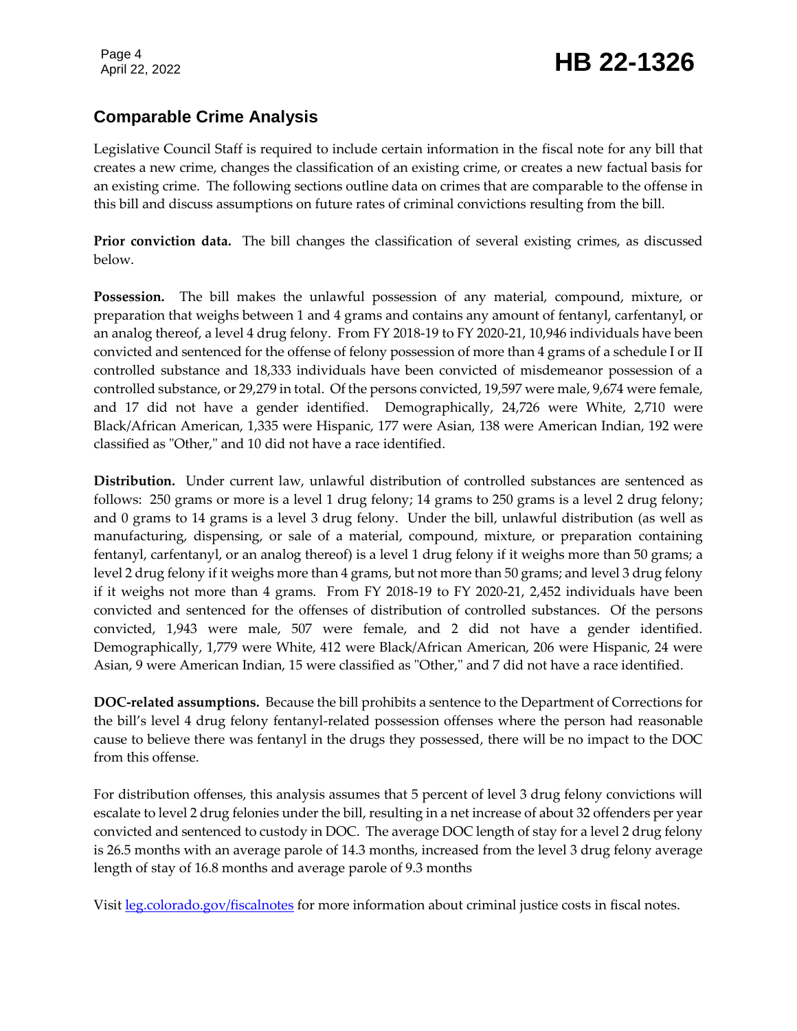## Comparable Crime Analysis

Legislative Council Staff is required to include certain information in the fiscal note for any bill that creates a new crime, changes the classification of an existing crime, or creates a new factual basis for an existing crime. The following sections outline data on crimes that are comparable to the offense in this bill and discuss assumptions on future rates of criminal convictions resulting from the bill.

**Prior conviction data.** The bill changes the classification of several existing crimes, as discussed below.

**Possession.** The bill makes the unlawful possession of any material, compound, mixture, or preparation that weighs between 1 and 4 grams and contains any amount of fentanyl, carfentanyl, or an analog thereof, a level 4 drug felony. From FY 2018-19 to FY 2020-21, 10,946 individuals have been convicted and sentenced for the offense of felony possession of more than 4 grams of a schedule I or II controlled substance and 18,333 individuals have been convicted of misdemeanor possession of a controlled substance, or 29,279 in total. Of the persons convicted, 19,597 were male, 9,674 were female, and 17 did not have a gender identified. Demographically, 24,726 were White, 2,710 were Black/African American, 1,335 were Hispanic, 177 were Asian, 138 were American Indian, 192 were classified as "Other," and 10 did not have a race identified.

**Distribution.** Under current law, unlawful distribution of controlled substances are sentenced as follows: 250 grams or more is a level 1 drug felony; 14 grams to 250 grams is a level 2 drug felony; and 0 grams to 14 grams is a level 3 drug felony. Under the bill, unlawful distribution (as well as manufacturing, dispensing, or sale of a material, compound, mixture, or preparation containing fentanyl, carfentanyl, or an analog thereof) is a level 1 drug felony if it weighs more than 50 grams; a level 2 drug felony if it weighs more than 4 grams, but not more than 50 grams; and level 3 drug felony if it weighs not more than 4 grams. From FY 2018-19 to FY 2020-21, 2,452 individuals have been convicted and sentenced for the offenses of distribution of controlled substances. Of the persons convicted, 1,943 were male, 507 were female, and 2 did not have a gender identified. Demographically, 1,779 were White, 412 were Black/African American, 206 were Hispanic, 24 were Asian, 9 were American Indian, 15 were classified as "Other," and 7 did not have a race identified.

**DOC-related assumptions.** Because the bill prohibits a sentence to the Department of Corrections for the bill's level 4 drug felony fentanyl-related possession offenses where the person had reasonable cause to believe there was fentanyl in the drugs they possessed, there will be no impact to the DOC from this offense.

For distribution offenses, this analysis assumes that 5 percent of level 3 drug felony convictions will escalate to level 2 drug felonies under the bill, resulting in a net increase of about 32 offenders per year convicted and sentenced to custody in DOC. The average DOC length of stay for a level 2 drug felony is 26.5 months with an average parole of 14.3 months, increased from the level 3 drug felony average length of stay of 16.8 months and average parole of 9.3 months

Visit [leg.colorado.gov/fiscalnotes](leg.colorado.gov/fiscalnotes) for more information about criminal justice costs in fiscal notes.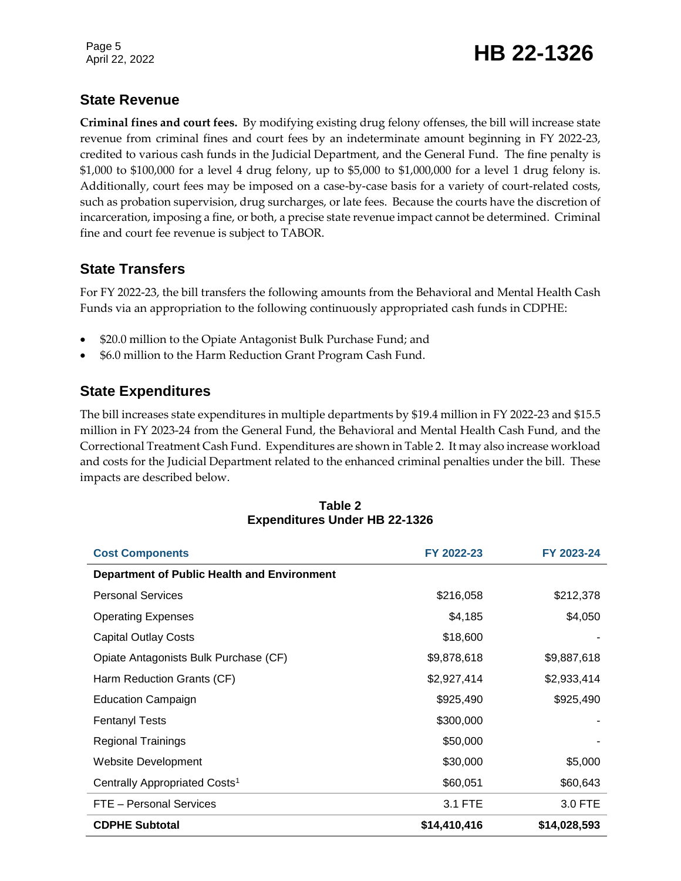## State Revenue

**Criminal fines and court fees.** By modifying existing drug felony offenses, the bill will increase state revenue from criminal fines and court fees by an indeterminate amount beginning in FY 2022-23, credited to various cash funds in the Judicial Department, and the General Fund. The fine penalty is $1,000 to $100,000 for a level 4 drug felony, up to $5,000 to $1,000,000 for a level 1 drug felony is. Additionally, court fees may be imposed on a case-by-case basis for a variety of court-related costs, such as probation supervision, drug surcharges, or late fees. Because the courts have the discretion of incarceration, imposing a fine, or both, a precise state revenue impact cannot be determined. Criminal fine and court fee revenue is subject to TABOR.

## State Transfers

For FY 2022-23, the bill transfers the following amounts from the Behavioral and Mental Health Cash Funds via an appropriation to the following continuously appropriated cash funds in CDPHE:

- $20.0 million to the Opiate Antagonist Bulk Purchase Fund; and
- $6.0 million to the Harm Reduction Grant Program Cash Fund.

## State Expenditures

The bill increases state expenditures in multiple departments by $19.4 million in FY 2022-23 and $15.5 million in FY 2023-24 from the General Fund, the Behavioral and Mental Health Cash Fund, and the Correctional Treatment Cash Fund. Expenditures are shown in Table 2. It may also increase workload and costs for the Judicial Department related to the enhanced criminal penalties under the bill. These impacts are described below.

**Table 2**
**Expenditures Under HB 22-1326**

| Cost Components | FY 2022-23 | FY 2023-24 |
|---|---|---|
| **Department of Public Health and Environment** | | |
| Personal Services | $216,058 | $212,378 |
| Operating Expenses | $4,185 | $4,050 |
| Capital Outlay Costs | $18,600 | - |
| Opiate Antagonists Bulk Purchase (CF) | $9,878,618 | $9,887,618 |
| Harm Reduction Grants (CF) | $2,927,414 | $2,933,414 |
| Education Campaign | $925,490 | $925,490 |
| Fentanyl Tests | $300,000 | - |
| Regional Trainings | $50,000 | - |
| Website Development | $30,000 | $5,000 |
| Centrally Appropriated Costs[1] | $60,051 | $60,643 |
| FTE – Personal Services | 3.1 FTE | 3.0 FTE |
| **CDPHE Subtotal** | **$14,410,416** | **$14,028,593** |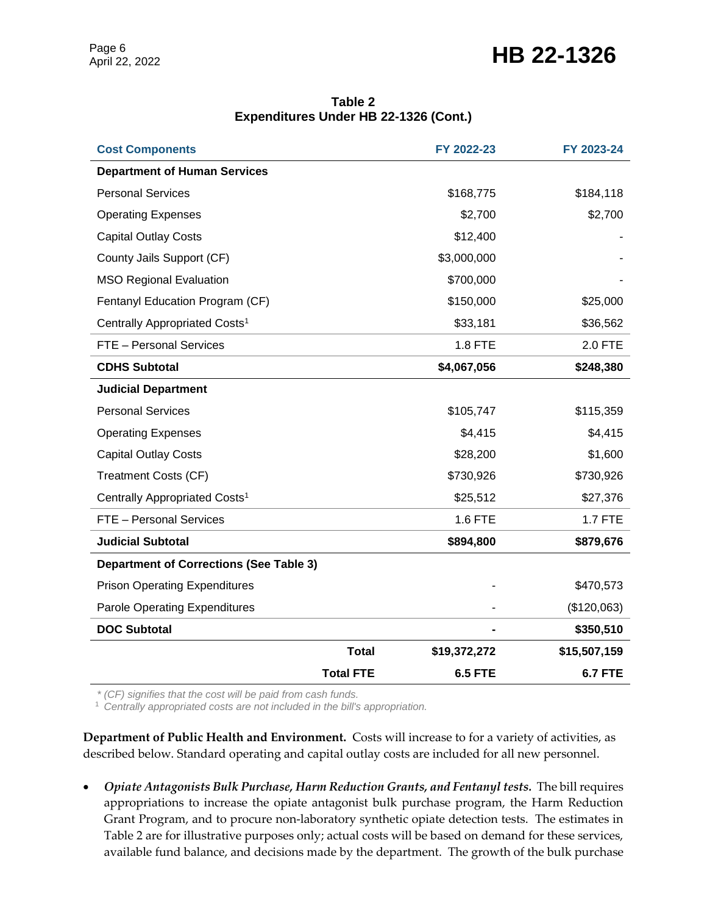**Table 2**
**Expenditures Under HB 22-1326 (Cont.)**

| Cost Components | | FY 2022-23 | FY 2023-24 |
|---|---|---|---|
| **Department of Human Services** | | | |
| Personal Services | | $168,775 | $184,118 |
| Operating Expenses | | $2,700 | $2,700 |
| Capital Outlay Costs | | $12,400 | - |
| County Jails Support (CF) | | $3,000,000 | - |
| MSO Regional Evaluation | | $700,000 | - |
| Fentanyl Education Program (CF) | | $150,000 | $25,000 |
| Centrally Appropriated Costs[1] | | $33,181 | $36,562 |
| FTE – Personal Services | | 1.8 FTE | 2.0 FTE |
| **CDHS Subtotal** | | **$4,067,056** | **$248,380** |
| **Judicial Department** | | | |
| Personal Services | | $105,747 | $115,359 |
| Operating Expenses | | $4,415 | $4,415 |
| Capital Outlay Costs | | $28,200 | $1,600 |
| Treatment Costs (CF) | | $730,926 | $730,926 |
| Centrally Appropriated Costs[1] | | $25,512 | $27,376 |
| FTE – Personal Services | | 1.6 FTE | 1.7 FTE |
| **Judicial Subtotal** | | **$894,800** | **$879,676** |
| **Department of Corrections (See Table 3)** | | | |
| Prison Operating Expenditures | | - | $470,573 |
| Parole Operating Expenditures | | - | ($120,063) |
| **DOC Subtotal** | | **-** | **$350,510** |
| | **Total** | **$19,372,272** | **$15,507,159** |
| | **Total FTE** | **6.5 FTE** | **6.7 FTE** |

*\* (CF) signifies that the cost will be paid from cash funds.*
[1] *Centrally appropriated costs are not included in the bill's appropriation.*

**Department of Public Health and Environment.** Costs will increase to for a variety of activities, as described below. Standard operating and capital outlay costs are included for all new personnel.

- ***Opiate Antagonists Bulk Purchase, Harm Reduction Grants, and Fentanyl tests.*** The bill requires appropriations to increase the opiate antagonist bulk purchase program, the Harm Reduction Grant Program, and to procure non-laboratory synthetic opiate detection tests. The estimates in Table 2 are for illustrative purposes only; actual costs will be based on demand for these services, available fund balance, and decisions made by the department. The growth of the bulk purchase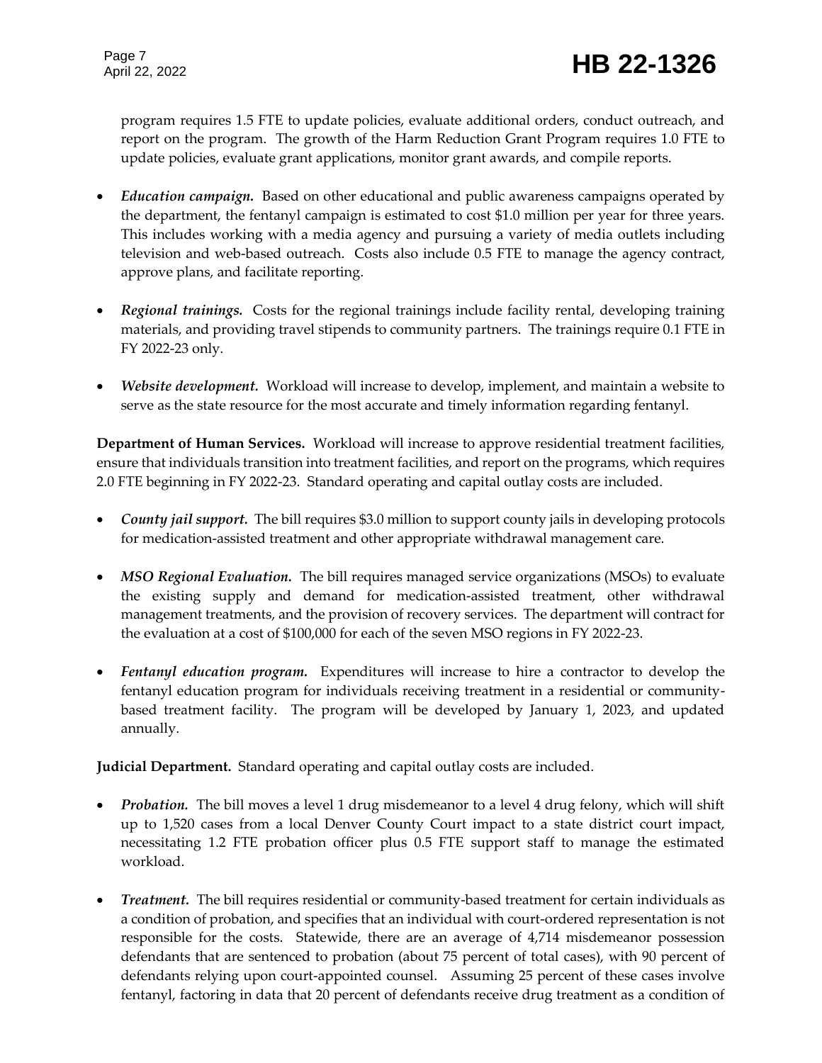program requires 1.5 FTE to update policies, evaluate additional orders, conduct outreach, and report on the program. The growth of the Harm Reduction Grant Program requires 1.0 FTE to update policies, evaluate grant applications, monitor grant awards, and compile reports.

- ***Education campaign.*** Based on other educational and public awareness campaigns operated by the department, the fentanyl campaign is estimated to cost $1.0 million per year for three years. This includes working with a media agency and pursuing a variety of media outlets including television and web-based outreach. Costs also include 0.5 FTE to manage the agency contract, approve plans, and facilitate reporting.

- ***Regional trainings.*** Costs for the regional trainings include facility rental, developing training materials, and providing travel stipends to community partners. The trainings require 0.1 FTE in FY 2022-23 only.

- ***Website development.*** Workload will increase to develop, implement, and maintain a website to serve as the state resource for the most accurate and timely information regarding fentanyl.

**Department of Human Services.** Workload will increase to approve residential treatment facilities, ensure that individuals transition into treatment facilities, and report on the programs, which requires 2.0 FTE beginning in FY 2022-23. Standard operating and capital outlay costs are included.

- ***County jail support.*** The bill requires $3.0 million to support county jails in developing protocols for medication-assisted treatment and other appropriate withdrawal management care.

- ***MSO Regional Evaluation.*** The bill requires managed service organizations (MSOs) to evaluate the existing supply and demand for medication-assisted treatment, other withdrawal management treatments, and the provision of recovery services. The department will contract for the evaluation at a cost of $100,000 for each of the seven MSO regions in FY 2022-23.

- ***Fentanyl education program.*** Expenditures will increase to hire a contractor to develop the fentanyl education program for individuals receiving treatment in a residential or community-based treatment facility. The program will be developed by January 1, 2023, and updated annually.

**Judicial Department.** Standard operating and capital outlay costs are included.

- ***Probation.*** The bill moves a level 1 drug misdemeanor to a level 4 drug felony, which will shift up to 1,520 cases from a local Denver County Court impact to a state district court impact, necessitating 1.2 FTE probation officer plus 0.5 FTE support staff to manage the estimated workload.

- ***Treatment.*** The bill requires residential or community-based treatment for certain individuals as a condition of probation, and specifies that an individual with court-ordered representation is not responsible for the costs. Statewide, there are an average of 4,714 misdemeanor possession defendants that are sentenced to probation (about 75 percent of total cases), with 90 percent of defendants relying upon court-appointed counsel. Assuming 25 percent of these cases involve fentanyl, factoring in data that 20 percent of defendants receive drug treatment as a condition of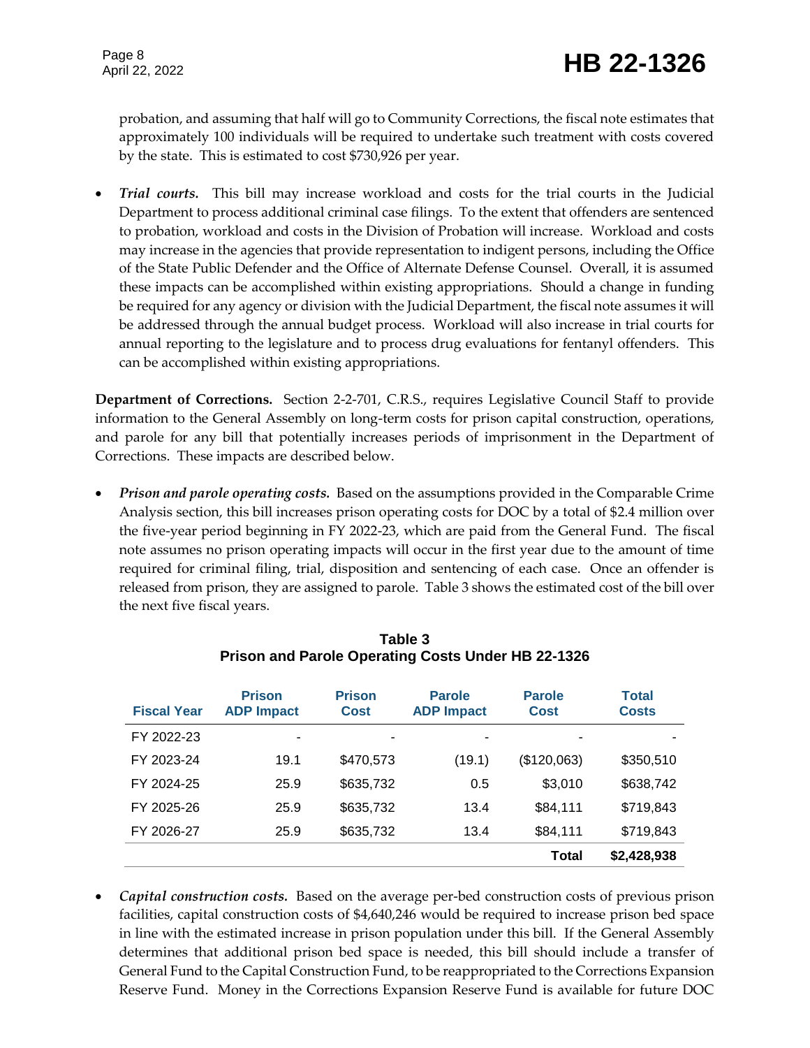probation, and assuming that half will go to Community Corrections, the fiscal note estimates that approximately 100 individuals will be required to undertake such treatment with costs covered by the state. This is estimated to cost $730,926 per year.

- ***Trial courts.*** This bill may increase workload and costs for the trial courts in the Judicial Department to process additional criminal case filings. To the extent that offenders are sentenced to probation, workload and costs in the Division of Probation will increase. Workload and costs may increase in the agencies that provide representation to indigent persons, including the Office of the State Public Defender and the Office of Alternate Defense Counsel. Overall, it is assumed these impacts can be accomplished within existing appropriations. Should a change in funding be required for any agency or division with the Judicial Department, the fiscal note assumes it will be addressed through the annual budget process. Workload will also increase in trial courts for annual reporting to the legislature and to process drug evaluations for fentanyl offenders. This can be accomplished within existing appropriations.

**Department of Corrections.** Section 2-2-701, C.R.S., requires Legislative Council Staff to provide information to the General Assembly on long-term costs for prison capital construction, operations, and parole for any bill that potentially increases periods of imprisonment in the Department of Corrections. These impacts are described below.

- ***Prison and parole operating costs.*** Based on the assumptions provided in the Comparable Crime Analysis section, this bill increases prison operating costs for DOC by a total of $2.4 million over the five-year period beginning in FY 2022-23, which are paid from the General Fund. The fiscal note assumes no prison operating impacts will occur in the first year due to the amount of time required for criminal filing, trial, disposition and sentencing of each case. Once an offender is released from prison, they are assigned to parole. Table 3 shows the estimated cost of the bill over the next five fiscal years.

**Table 3**
**Prison and Parole Operating Costs Under HB 22-1326**

| Fiscal Year | Prison ADP Impact | Prison Cost | Parole ADP Impact | Parole Cost | Total Costs |
|---|---|---|---|---|---|
| FY 2022-23 | - | - | - | - | - |
| FY 2023-24 | 19.1 | $470,573 | (19.1) | ($120,063) | $350,510 |
| FY 2024-25 | 25.9 | $635,732 | 0.5 | $3,010 | $638,742 |
| FY 2025-26 | 25.9 | $635,732 | 13.4 | $84,111 | $719,843 |
| FY 2026-27 | 25.9 | $635,732 | 13.4 | $84,111 | $719,843 |
| | | | | **Total** | **$2,428,938** |

- ***Capital construction costs.*** Based on the average per-bed construction costs of previous prison facilities, capital construction costs of $4,640,246 would be required to increase prison bed space in line with the estimated increase in prison population under this bill. If the General Assembly determines that additional prison bed space is needed, this bill should include a transfer of General Fund to the Capital Construction Fund, to be reappropriated to the Corrections Expansion Reserve Fund. Money in the Corrections Expansion Reserve Fund is available for future DOC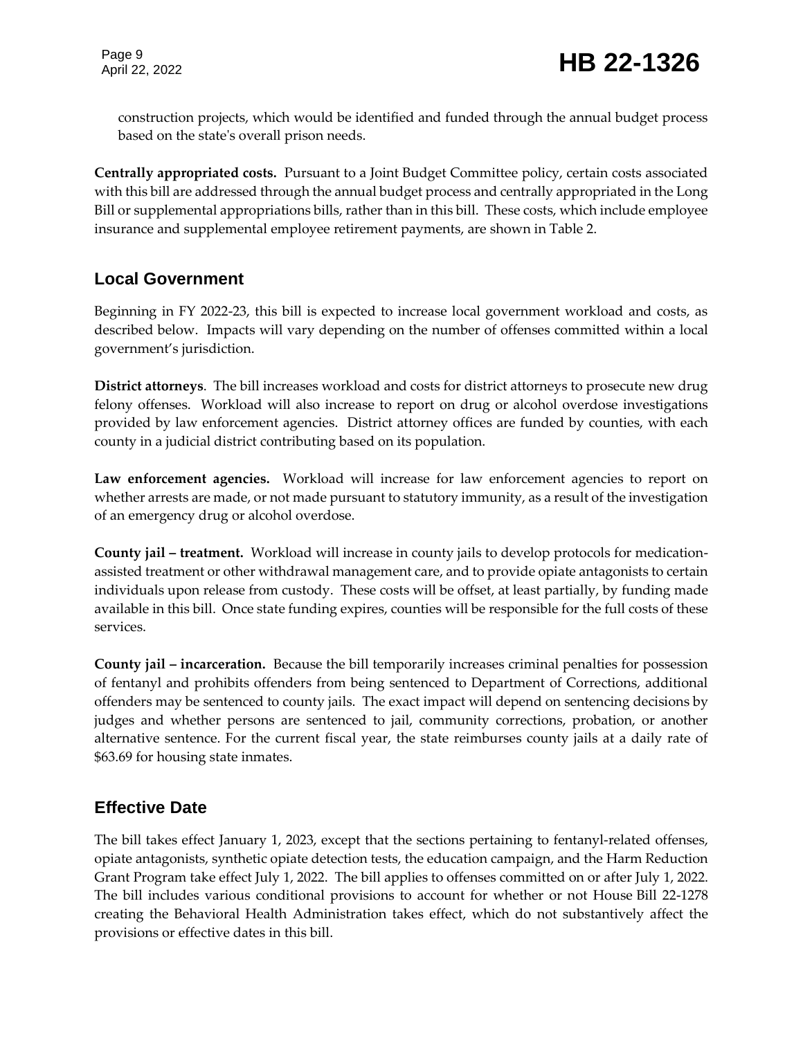construction projects, which would be identified and funded through the annual budget process based on the state's overall prison needs.

**Centrally appropriated costs.** Pursuant to a Joint Budget Committee policy, certain costs associated with this bill are addressed through the annual budget process and centrally appropriated in the Long Bill or supplemental appropriations bills, rather than in this bill. These costs, which include employee insurance and supplemental employee retirement payments, are shown in Table 2.

## Local Government

Beginning in FY 2022-23, this bill is expected to increase local government workload and costs, as described below. Impacts will vary depending on the number of offenses committed within a local government's jurisdiction.

**District attorneys**. The bill increases workload and costs for district attorneys to prosecute new drug felony offenses. Workload will also increase to report on drug or alcohol overdose investigations provided by law enforcement agencies. District attorney offices are funded by counties, with each county in a judicial district contributing based on its population.

**Law enforcement agencies.** Workload will increase for law enforcement agencies to report on whether arrests are made, or not made pursuant to statutory immunity, as a result of the investigation of an emergency drug or alcohol overdose.

**County jail – treatment.** Workload will increase in county jails to develop protocols for medication-assisted treatment or other withdrawal management care, and to provide opiate antagonists to certain individuals upon release from custody. These costs will be offset, at least partially, by funding made available in this bill. Once state funding expires, counties will be responsible for the full costs of these services.

**County jail – incarceration.** Because the bill temporarily increases criminal penalties for possession of fentanyl and prohibits offenders from being sentenced to Department of Corrections, additional offenders may be sentenced to county jails. The exact impact will depend on sentencing decisions by judges and whether persons are sentenced to jail, community corrections, probation, or another alternative sentence. For the current fiscal year, the state reimburses county jails at a daily rate of $63.69 for housing state inmates.

## Effective Date

The bill takes effect January 1, 2023, except that the sections pertaining to fentanyl-related offenses, opiate antagonists, synthetic opiate detection tests, the education campaign, and the Harm Reduction Grant Program take effect July 1, 2022. The bill applies to offenses committed on or after July 1, 2022. The bill includes various conditional provisions to account for whether or not House Bill 22-1278 creating the Behavioral Health Administration takes effect, which do not substantively affect the provisions or effective dates in this bill.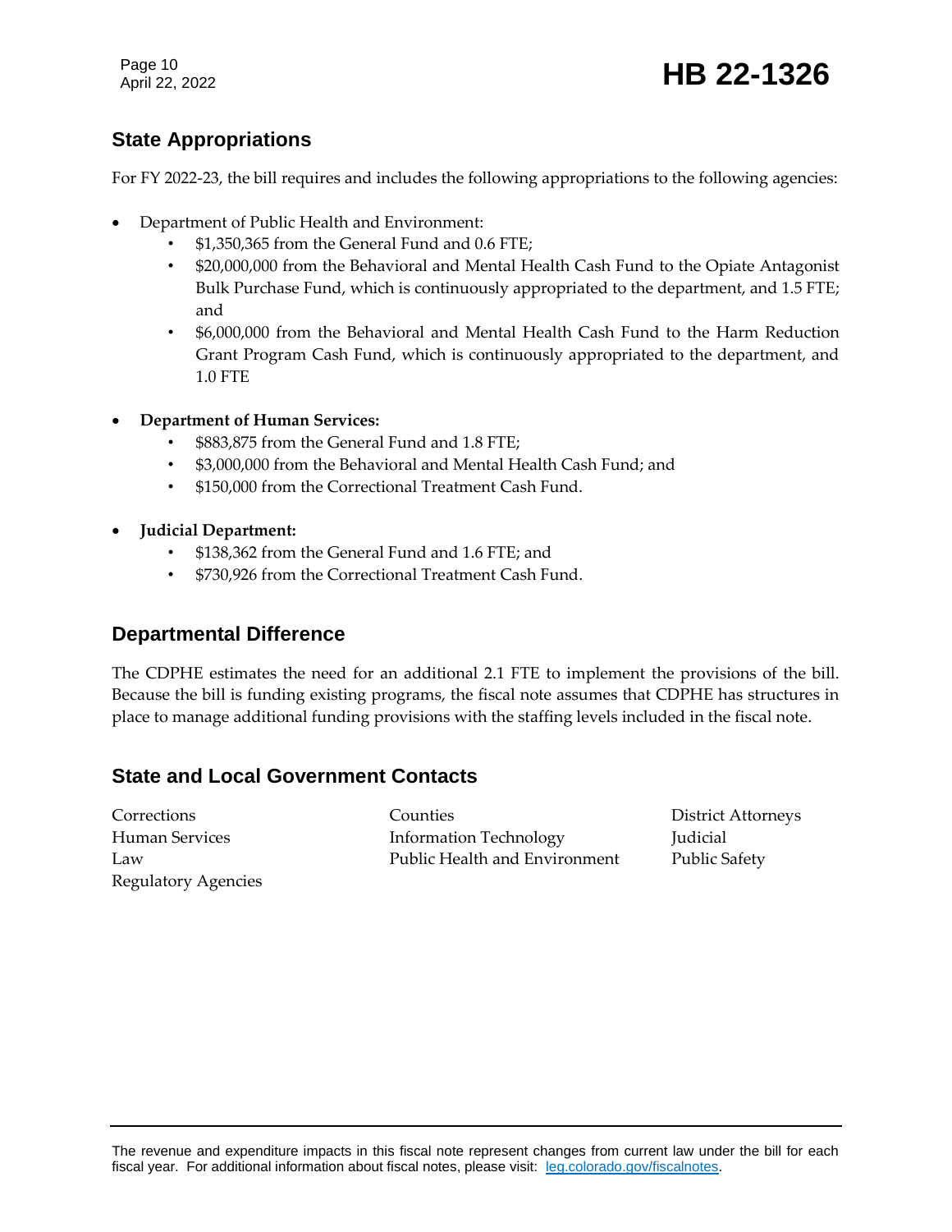## State Appropriations

For FY 2022-23, the bill requires and includes the following appropriations to the following agencies:

- Department of Public Health and Environment:
  - $1,350,365 from the General Fund and 0.6 FTE;
  - $20,000,000 from the Behavioral and Mental Health Cash Fund to the Opiate Antagonist Bulk Purchase Fund, which is continuously appropriated to the department, and 1.5 FTE; and
  - $6,000,000 from the Behavioral and Mental Health Cash Fund to the Harm Reduction Grant Program Cash Fund, which is continuously appropriated to the department, and 1.0 FTE

- **Department of Human Services:**
  - $883,875 from the General Fund and 1.8 FTE;
  - $3,000,000 from the Behavioral and Mental Health Cash Fund; and
  - $150,000 from the Correctional Treatment Cash Fund.

- **Judicial Department:**
  - $138,362 from the General Fund and 1.6 FTE; and
  - $730,926 from the Correctional Treatment Cash Fund.

## Departmental Difference

The CDPHE estimates the need for an additional 2.1 FTE to implement the provisions of the bill. Because the bill is funding existing programs, the fiscal note assumes that CDPHE has structures in place to manage additional funding provisions with the staffing levels included in the fiscal note.

## State and Local Government Contacts

| | | |
|---|---|---|
| Corrections | Counties | District Attorneys |
| Human Services | Information Technology | Judicial |
| Law | Public Health and Environment | Public Safety |
| Regulatory Agencies | | |

The revenue and expenditure impacts in this fiscal note represent changes from current law under the bill for each fiscal year. For additional information about fiscal notes, please visit: leg.colorado.gov/fiscalnotes.